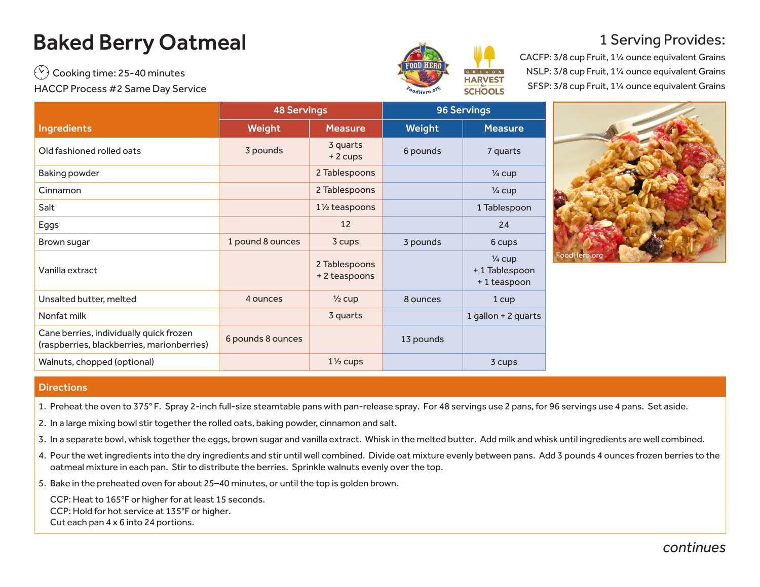# Baked Berry Oatmeal

Cooking time: 25-40 minutes

HACCP Process #2 Same Day Service

## 1 Serving Provides:

CACFP: 3/8 cup Fruit, 1¼ ounce equivalent Grains

NSLP: 3/8 cup Fruit, 1¼ ounce equivalent Grains

SFSP: 3/8 cup Fruit, 1¼ ounce equivalent Grains

| Ingredients | 48 Servings | | 96 Servings | |
|---|---|---|---|---|
| | Weight | Measure | Weight | Measure |
| Old fashioned rolled oats | 3 pounds | 3 quarts + 2 cups | 6 pounds | 7 quarts |
| Baking powder | | 2 Tablespoons | | ¼ cup |
| Cinnamon | | 2 Tablespoons | | ¼ cup |
| Salt | | 1½ teaspoons | | 1 Tablespoon |
| Eggs | | 12 | | 24 |
| Brown sugar | 1 pound 8 ounces | 3 cups | 3 pounds | 6 cups |
| Vanilla extract | | 2 Tablespoons + 2 teaspoons | | ¼ cup + 1 Tablespoon + 1 teaspoon |
| Unsalted butter, melted | 4 ounces | ½ cup | 8 ounces | 1 cup |
| Nonfat milk | | 3 quarts | | 1 gallon + 2 quarts |
| Cane berries, individually quick frozen (raspberries, blackberries, marionberries) | 6 pounds 8 ounces | | 13 pounds | |
| Walnuts, chopped (optional) | | 1½ cups | | 3 cups |

## Directions

1. Preheat the oven to 375° F. Spray 2-inch full-size steamtable pans with pan-release spray. For 48 servings use 2 pans, for 96 servings use 4 pans. Set aside.
2. In a large mixing bowl stir together the rolled oats, baking powder, cinnamon and salt.
3. In a separate bowl, whisk together the eggs, brown sugar and vanilla extract. Whisk in the melted butter. Add milk and whisk until ingredients are well combined.
4. Pour the wet ingredients into the dry ingredients and stir until well combined. Divide oat mixture evenly between pans. Add 3 pounds 4 ounces frozen berries to the oatmeal mixture in each pan. Stir to distribute the berries. Sprinkle walnuts evenly over the top.
5. Bake in the preheated oven for about 25–40 minutes, or until the top is golden brown.

   CCP: Heat to 165°F or higher for at least 15 seconds.
   CCP: Hold for hot service at 135°F or higher.
   Cut each pan 4 x 6 into 24 portions.

*continues*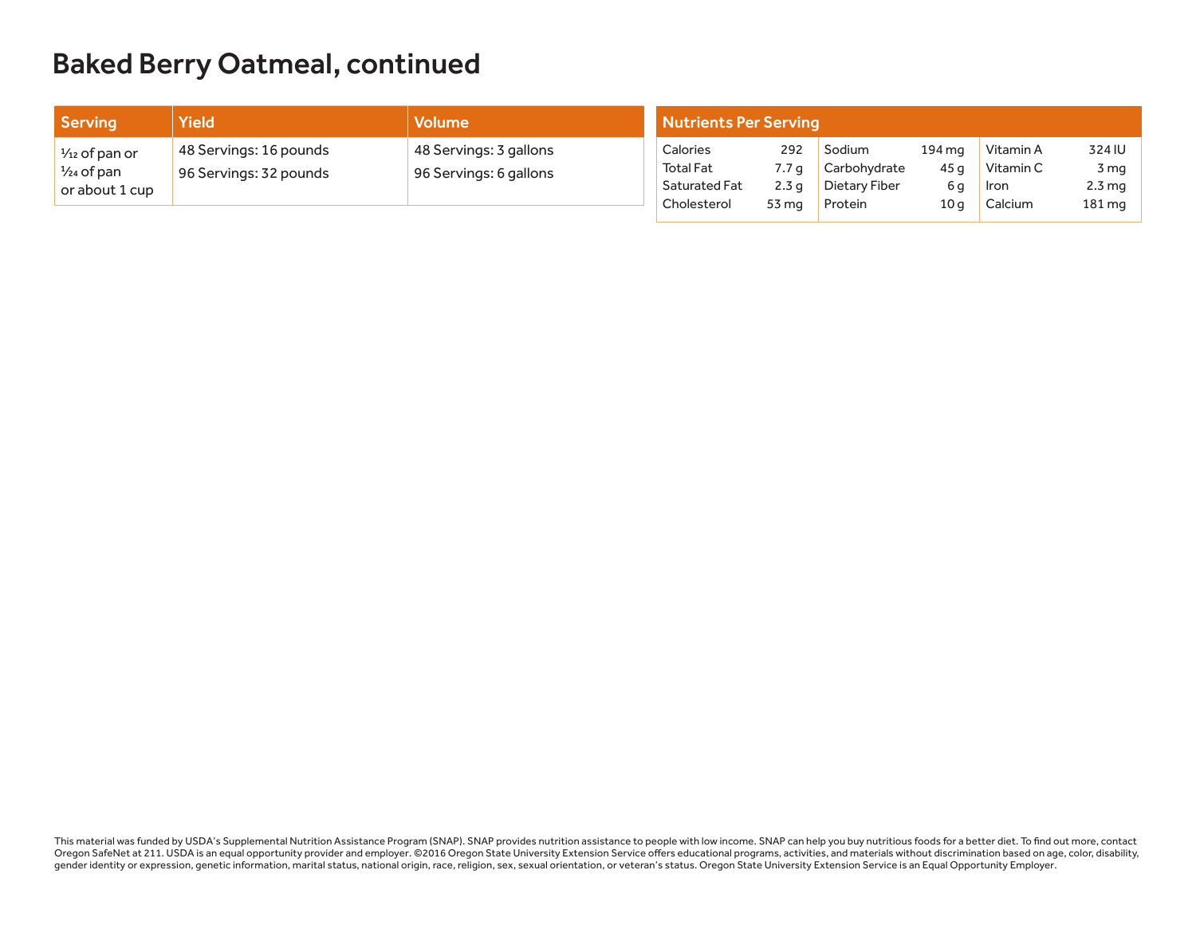# Baked Berry Oatmeal, continued

| Serving | Yield | Volume |
|---|---|---|
| 1⁄12 of pan or 1⁄24 of pan or about 1 cup | 48 Servings: 16 pounds<br>96 Servings: 32 pounds | 48 Servings: 3 gallons<br>96 Servings: 6 gallons |

| Nutrients Per Serving | | | | | |
|---|---|---|---|---|---|
| Calories | 292 | Sodium | 194 mg | Vitamin A | 324 IU |
| Total Fat | 7.7 g | Carbohydrate | 45 g | Vitamin C | 3 mg |
| Saturated Fat | 2.3 g | Dietary Fiber | 6 g | Iron | 2.3 mg |
| Cholesterol | 53 mg | Protein | 10 g | Calcium | 181 mg |

This material was funded by USDA's Supplemental Nutrition Assistance Program (SNAP). SNAP provides nutrition assistance to people with low income. SNAP can help you buy nutritious foods for a better diet. To find out more, contact Oregon SafeNet at 211. USDA is an equal opportunity provider and employer. ©2016 Oregon State University Extension Service offers educational programs, activities, and materials without discrimination based on age, color, disability, gender identity or expression, genetic information, marital status, national origin, race, religion, sex, sexual orientation, or veteran's status. Oregon State University Extension Service is an Equal Opportunity Employer.